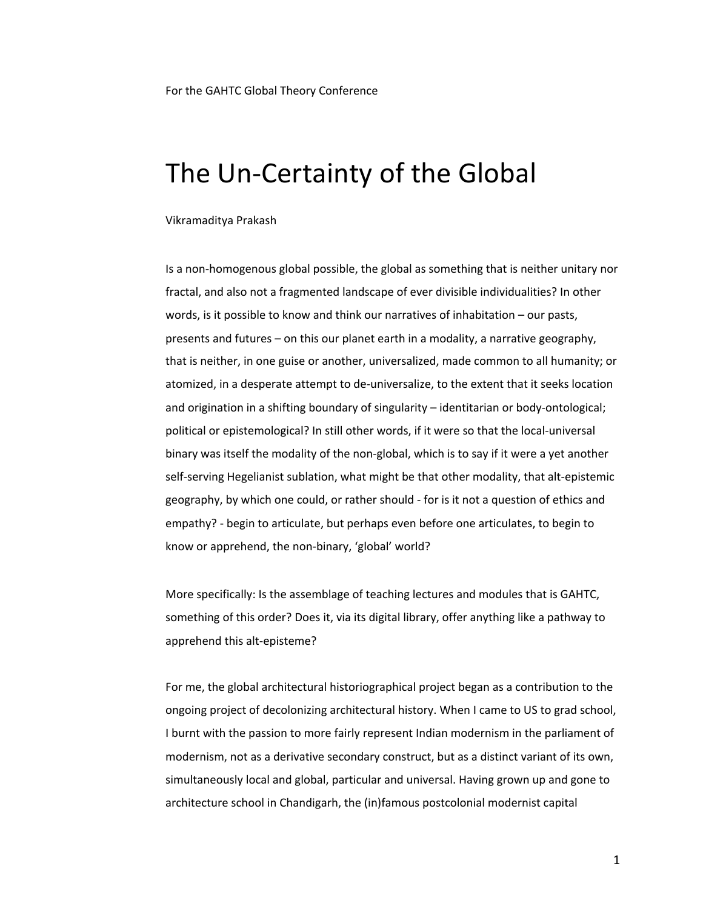For the GAHTC Global Theory Conference

# The Un-Certainty of the Global

Vikramaditya Prakash

Is a non-homogenous global possible, the global as something that is neither unitary nor fractal, and also not a fragmented landscape of ever divisible individualities? In other words, is it possible to know and think our narratives of inhabitation – our pasts, presents and futures – on this our planet earth in a modality, a narrative geography, that is neither, in one guise or another, universalized, made common to all humanity; or atomized, in a desperate attempt to de-universalize, to the extent that it seeks location and origination in a shifting boundary of singularity – identitarian or body-ontological; political or epistemological? In still other words, if it were so that the local-universal binary was itself the modality of the non-global, which is to say if it were a yet another self-serving Hegelianist sublation, what might be that other modality, that alt-epistemic geography, by which one could, or rather should - for is it not a question of ethics and empathy? - begin to articulate, but perhaps even before one articulates, to begin to know or apprehend, the non-binary, 'global' world?

More specifically: Is the assemblage of teaching lectures and modules that is GAHTC, something of this order? Does it, via its digital library, offer anything like a pathway to apprehend this alt-episteme?

For me, the global architectural historiographical project began as a contribution to the ongoing project of decolonizing architectural history. When I came to US to grad school, I burnt with the passion to more fairly represent Indian modernism in the parliament of modernism, not as a derivative secondary construct, but as a distinct variant of its own, simultaneously local and global, particular and universal. Having grown up and gone to architecture school in Chandigarh, the (in)famous postcolonial modernist capital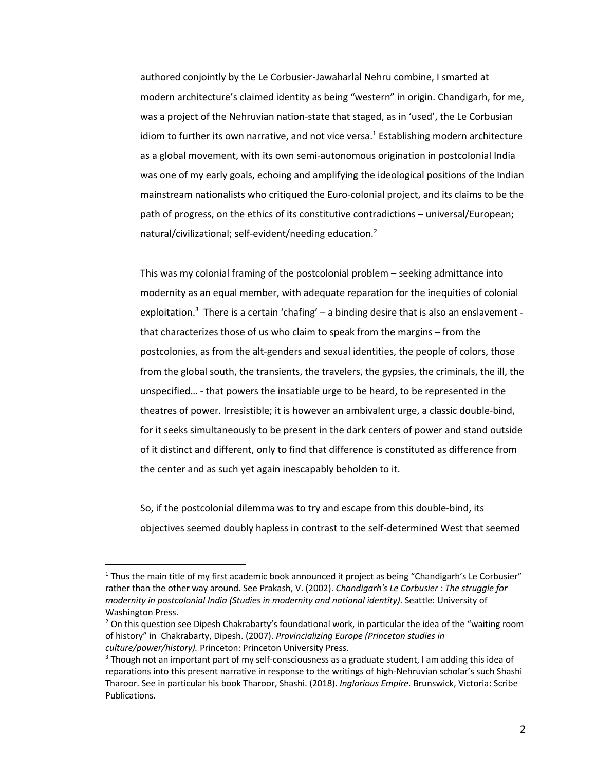authored conjointly by the Le Corbusier-Jawaharlal Nehru combine, I smarted at modern architecture's claimed identity as being "western" in origin. Chandigarh, for me, was a project of the Nehruvian nation-state that staged, as in 'used', the Le Corbusian idiom to further its own narrative, and not vice versa.[1] Establishing modern architecture as a global movement, with its own semi-autonomous origination in postcolonial India was one of my early goals, echoing and amplifying the ideological positions of the Indian mainstream nationalists who critiqued the Euro-colonial project, and its claims to be the path of progress, on the ethics of its constitutive contradictions – universal/European; natural/civilizational; self-evident/needing education.[2]

This was my colonial framing of the postcolonial problem – seeking admittance into modernity as an equal member, with adequate reparation for the inequities of colonial exploitation.[3] There is a certain 'chafing' – a binding desire that is also an enslavement - that characterizes those of us who claim to speak from the margins – from the postcolonies, as from the alt-genders and sexual identities, the people of colors, those from the global south, the transients, the travelers, the gypsies, the criminals, the ill, the unspecified… - that powers the insatiable urge to be heard, to be represented in the theatres of power. Irresistible; it is however an ambivalent urge, a classic double-bind, for it seeks simultaneously to be present in the dark centers of power and stand outside of it distinct and different, only to find that difference is constituted as difference from the center and as such yet again inescapably beholden to it.

So, if the postcolonial dilemma was to try and escape from this double-bind, its objectives seemed doubly hapless in contrast to the self-determined West that seemed

---

[1] Thus the main title of my first academic book announced it project as being "Chandigarh's Le Corbusier" rather than the other way around. See Prakash, V. (2002). *Chandigarh's Le Corbusier : The struggle for modernity in postcolonial India (Studies in modernity and national identity)*. Seattle: University of Washington Press.

[2] On this question see Dipesh Chakrabarty's foundational work, in particular the idea of the "waiting room of history" in Chakrabarty, Dipesh. (2007). *Provincializing Europe (Princeton studies in culture/power/history).* Princeton: Princeton University Press.

[3] Though not an important part of my self-consciousness as a graduate student, I am adding this idea of reparations into this present narrative in response to the writings of high-Nehruvian scholar's such Shashi Tharoor. See in particular his book Tharoor, Shashi. (2018). *Inglorious Empire.* Brunswick, Victoria: Scribe Publications.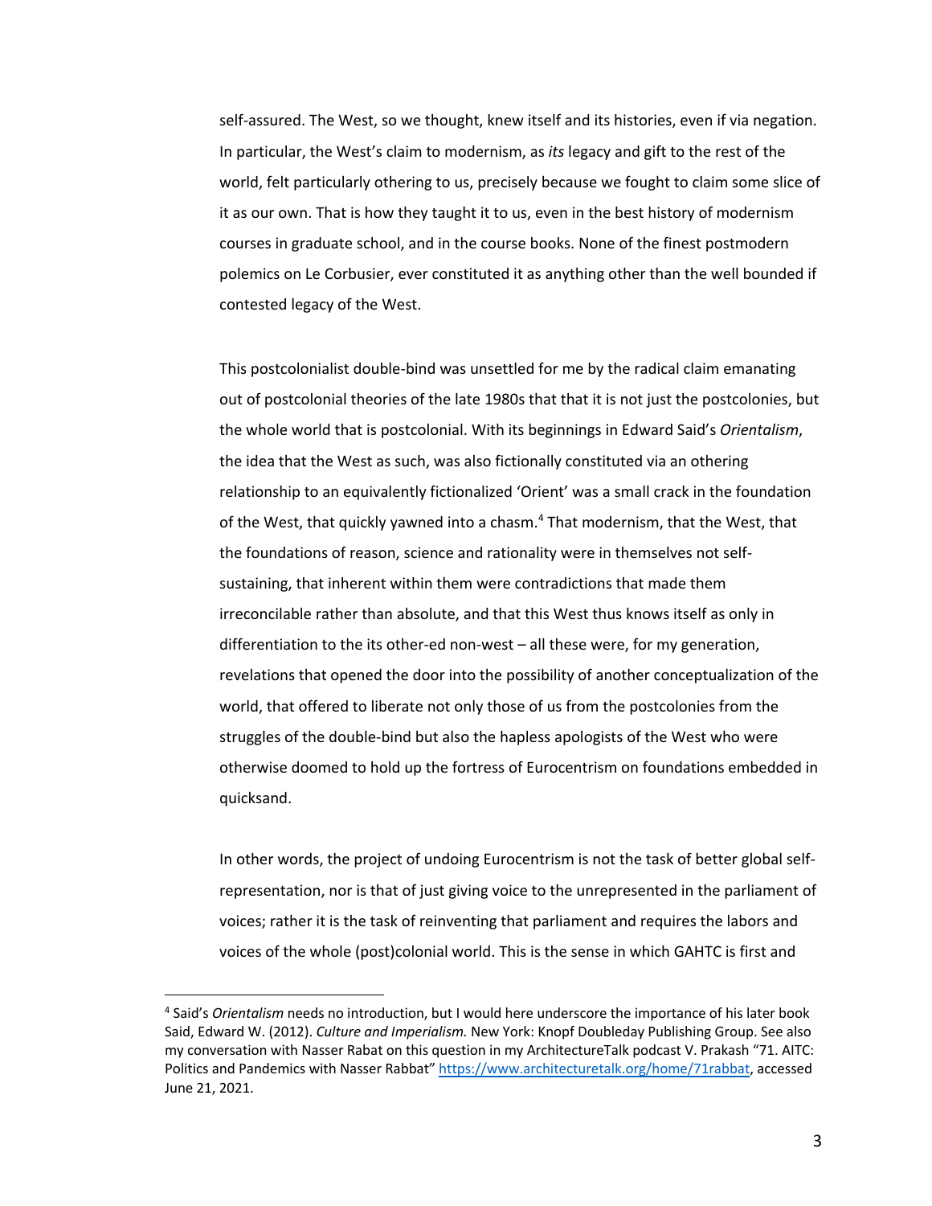self-assured. The West, so we thought, knew itself and its histories, even if via negation. In particular, the West's claim to modernism, as *its* legacy and gift to the rest of the world, felt particularly othering to us, precisely because we fought to claim some slice of it as our own. That is how they taught it to us, even in the best history of modernism courses in graduate school, and in the course books. None of the finest postmodern polemics on Le Corbusier, ever constituted it as anything other than the well bounded if contested legacy of the West.

This postcolonialist double-bind was unsettled for me by the radical claim emanating out of postcolonial theories of the late 1980s that that it is not just the postcolonies, but the whole world that is postcolonial. With its beginnings in Edward Said's *Orientalism*, the idea that the West as such, was also fictionally constituted via an othering relationship to an equivalently fictionalized 'Orient' was a small crack in the foundation of the West, that quickly yawned into a chasm.[4] That modernism, that the West, that the foundations of reason, science and rationality were in themselves not self-sustaining, that inherent within them were contradictions that made them irreconcilable rather than absolute, and that this West thus knows itself as only in differentiation to the its other-ed non-west – all these were, for my generation, revelations that opened the door into the possibility of another conceptualization of the world, that offered to liberate not only those of us from the postcolonies from the struggles of the double-bind but also the hapless apologists of the West who were otherwise doomed to hold up the fortress of Eurocentrism on foundations embedded in quicksand.

In other words, the project of undoing Eurocentrism is not the task of better global self-representation, nor is that of just giving voice to the unrepresented in the parliament of voices; rather it is the task of reinventing that parliament and requires the labors and voices of the whole (post)colonial world. This is the sense in which GAHTC is first and

---

[4] Said's *Orientalism* needs no introduction, but I would here underscore the importance of his later book Said, Edward W. (2012). *Culture and Imperialism.* New York: Knopf Doubleday Publishing Group. See also my conversation with Nasser Rabat on this question in my ArchitectureTalk podcast V. Prakash "71. AITC: Politics and Pandemics with Nasser Rabbat" https://www.architecturetalk.org/home/71rabbat, accessed June 21, 2021.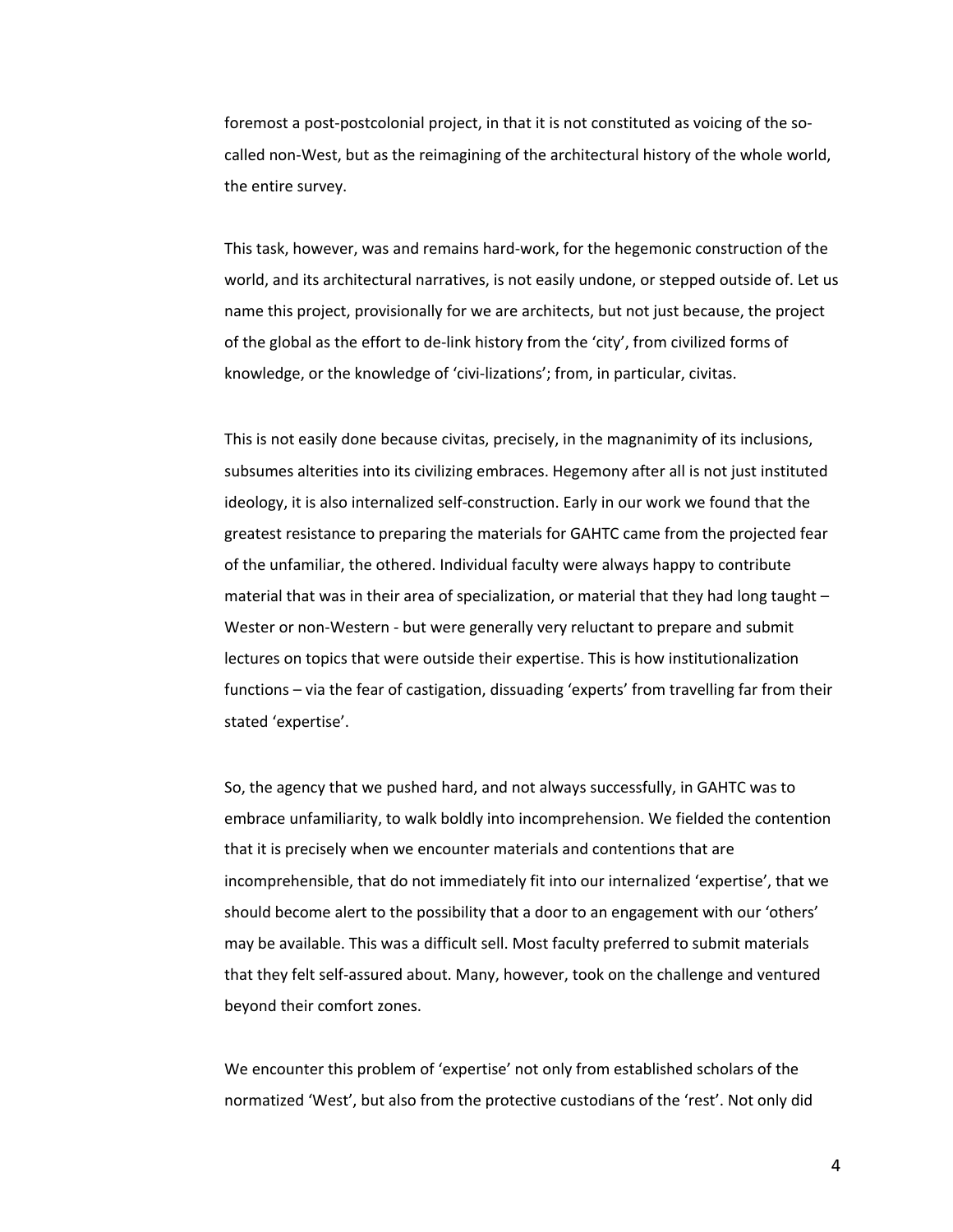foremost a post-postcolonial project, in that it is not constituted as voicing of the so-called non-West, but as the reimagining of the architectural history of the whole world, the entire survey.

This task, however, was and remains hard-work, for the hegemonic construction of the world, and its architectural narratives, is not easily undone, or stepped outside of. Let us name this project, provisionally for we are architects, but not just because, the project of the global as the effort to de-link history from the 'city', from civilized forms of knowledge, or the knowledge of 'civi-lizations'; from, in particular, civitas.

This is not easily done because civitas, precisely, in the magnanimity of its inclusions, subsumes alterities into its civilizing embraces. Hegemony after all is not just instituted ideology, it is also internalized self-construction. Early in our work we found that the greatest resistance to preparing the materials for GAHTC came from the projected fear of the unfamiliar, the othered. Individual faculty were always happy to contribute material that was in their area of specialization, or material that they had long taught – Wester or non-Western - but were generally very reluctant to prepare and submit lectures on topics that were outside their expertise. This is how institutionalization functions – via the fear of castigation, dissuading 'experts' from travelling far from their stated 'expertise'.

So, the agency that we pushed hard, and not always successfully, in GAHTC was to embrace unfamiliarity, to walk boldly into incomprehension. We fielded the contention that it is precisely when we encounter materials and contentions that are incomprehensible, that do not immediately fit into our internalized 'expertise', that we should become alert to the possibility that a door to an engagement with our 'others' may be available. This was a difficult sell. Most faculty preferred to submit materials that they felt self-assured about. Many, however, took on the challenge and ventured beyond their comfort zones.

We encounter this problem of 'expertise' not only from established scholars of the normatized 'West', but also from the protective custodians of the 'rest'. Not only did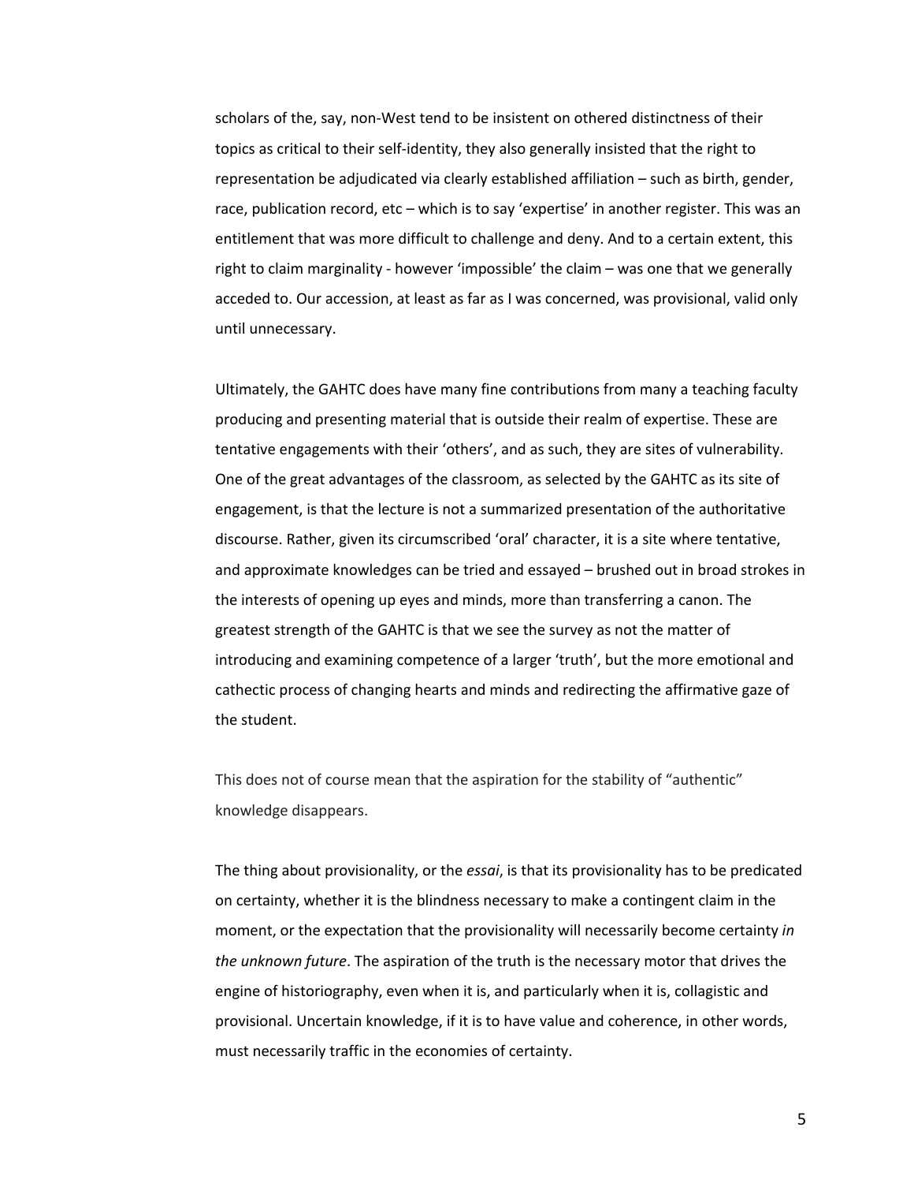scholars of the, say, non-West tend to be insistent on othered distinctness of their topics as critical to their self-identity, they also generally insisted that the right to representation be adjudicated via clearly established affiliation – such as birth, gender, race, publication record, etc – which is to say 'expertise' in another register. This was an entitlement that was more difficult to challenge and deny. And to a certain extent, this right to claim marginality - however 'impossible' the claim – was one that we generally acceded to. Our accession, at least as far as I was concerned, was provisional, valid only until unnecessary.

Ultimately, the GAHTC does have many fine contributions from many a teaching faculty producing and presenting material that is outside their realm of expertise. These are tentative engagements with their 'others', and as such, they are sites of vulnerability. One of the great advantages of the classroom, as selected by the GAHTC as its site of engagement, is that the lecture is not a summarized presentation of the authoritative discourse. Rather, given its circumscribed 'oral' character, it is a site where tentative, and approximate knowledges can be tried and essayed – brushed out in broad strokes in the interests of opening up eyes and minds, more than transferring a canon. The greatest strength of the GAHTC is that we see the survey as not the matter of introducing and examining competence of a larger 'truth', but the more emotional and cathectic process of changing hearts and minds and redirecting the affirmative gaze of the student.

This does not of course mean that the aspiration for the stability of "authentic" knowledge disappears.

The thing about provisionality, or the *essai*, is that its provisionality has to be predicated on certainty, whether it is the blindness necessary to make a contingent claim in the moment, or the expectation that the provisionality will necessarily become certainty *in the unknown future*. The aspiration of the truth is the necessary motor that drives the engine of historiography, even when it is, and particularly when it is, collagistic and provisional. Uncertain knowledge, if it is to have value and coherence, in other words, must necessarily traffic in the economies of certainty.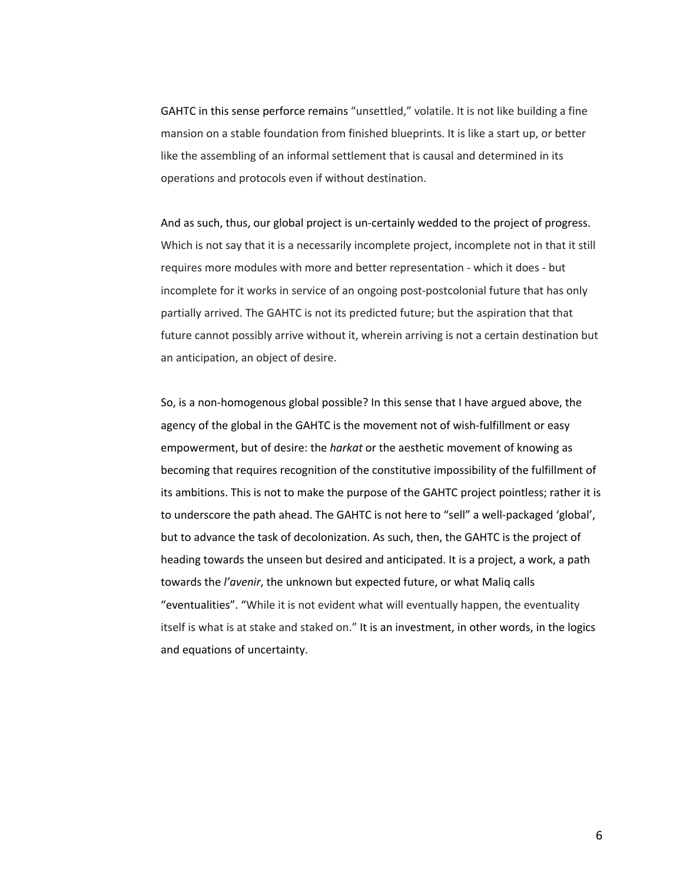GAHTC in this sense perforce remains "unsettled," volatile. It is not like building a fine mansion on a stable foundation from finished blueprints. It is like a start up, or better like the assembling of an informal settlement that is causal and determined in its operations and protocols even if without destination.

And as such, thus, our global project is un-certainly wedded to the project of progress. Which is not say that it is a necessarily incomplete project, incomplete not in that it still requires more modules with more and better representation - which it does - but incomplete for it works in service of an ongoing post-postcolonial future that has only partially arrived. The GAHTC is not its predicted future; but the aspiration that that future cannot possibly arrive without it, wherein arriving is not a certain destination but an anticipation, an object of desire.

So, is a non-homogenous global possible? In this sense that I have argued above, the agency of the global in the GAHTC is the movement not of wish-fulfillment or easy empowerment, but of desire: the *harkat* or the aesthetic movement of knowing as becoming that requires recognition of the constitutive impossibility of the fulfillment of its ambitions. This is not to make the purpose of the GAHTC project pointless; rather it is to underscore the path ahead. The GAHTC is not here to "sell" a well-packaged 'global', but to advance the task of decolonization. As such, then, the GAHTC is the project of heading towards the unseen but desired and anticipated. It is a project, a work, a path towards the *l'avenir*, the unknown but expected future, or what Maliq calls "eventualities". "While it is not evident what will eventually happen, the eventuality itself is what is at stake and staked on." It is an investment, in other words, in the logics and equations of uncertainty.